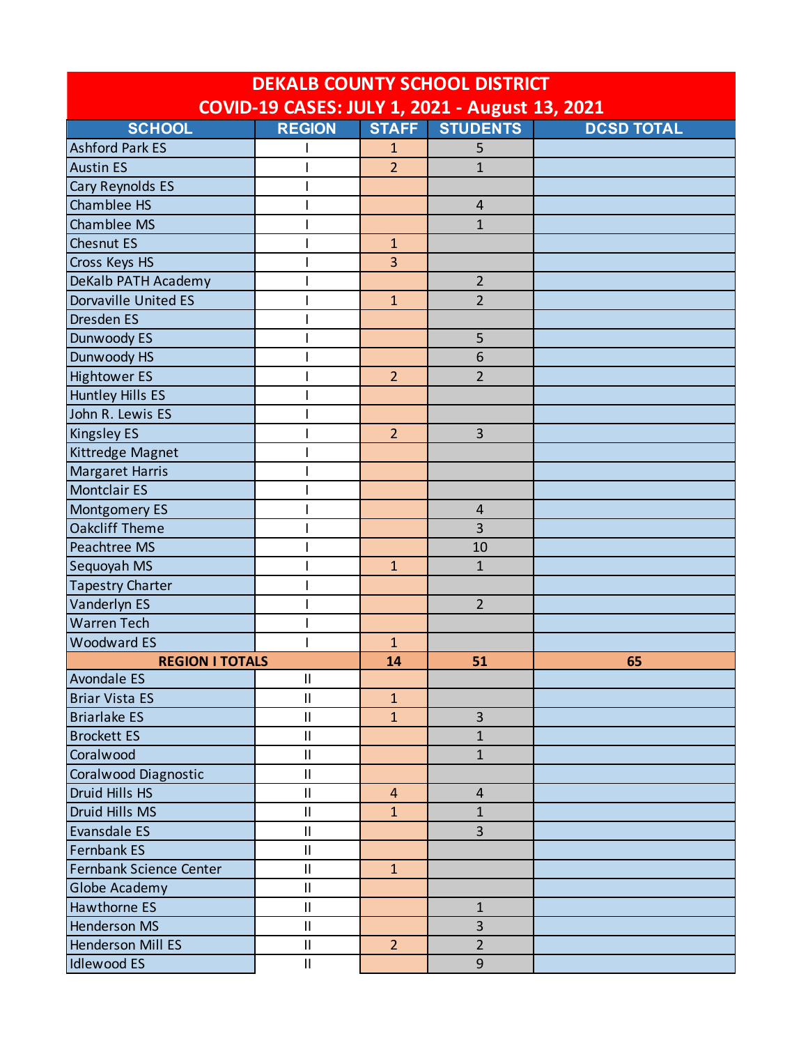# DEKALB COUNTY SCHOOL DISTRICT
## COVID-19 CASES: JULY 1, 2021 - August 13, 2021

| SCHOOL | REGION | STAFF | STUDENTS | DCSD TOTAL |
|---|---|---|---|---|
| Ashford Park ES | I | 1 | 5 | |
| Austin ES | I | 2 | 1 | |
| Cary Reynolds ES | I | | | |
| Chamblee HS | I | | 4 | |
| Chamblee MS | I | | 1 | |
| Chesnut ES | I | 1 | | |
| Cross Keys HS | I | 3 | | |
| DeKalb PATH Academy | I | | 2 | |
| Dorvaville United ES | I | 1 | 2 | |
| Dresden ES | I | | | |
| Dunwoody ES | I | | 5 | |
| Dunwoody HS | I | | 6 | |
| Hightower ES | I | 2 | 2 | |
| Huntley Hills ES | I | | | |
| John R. Lewis ES | I | | | |
| Kingsley ES | I | 2 | 3 | |
| Kittredge Magnet | I | | | |
| Margaret Harris | I | | | |
| Montclair ES | I | | | |
| Montgomery ES | I | | 4 | |
| Oakcliff Theme | I | | 3 | |
| Peachtree MS | I | | 10 | |
| Sequoyah MS | I | 1 | 1 | |
| Tapestry Charter | I | | | |
| Vanderlyn ES | I | | 2 | |
| Warren Tech | I | | | |
| Woodward ES | I | 1 | | |
| **REGION I TOTALS** | | **14** | **51** | **65** |
| Avondale ES | II | | | |
| Briar Vista ES | II | 1 | | |
| Briarlake ES | II | 1 | 3 | |
| Brockett ES | II | | 1 | |
| Coralwood | II | | 1 | |
| Coralwood Diagnostic | II | | | |
| Druid Hills HS | II | 4 | 4 | |
| Druid Hills MS | II | 1 | 1 | |
| Evansdale ES | II | | 3 | |
| Fernbank ES | II | | | |
| Fernbank Science Center | II | 1 | | |
| Globe Academy | II | | | |
| Hawthorne ES | II | | 1 | |
| Henderson MS | II | | 3 | |
| Henderson Mill ES | II | 2 | 2 | |
| Idlewood ES | II | | 9 | |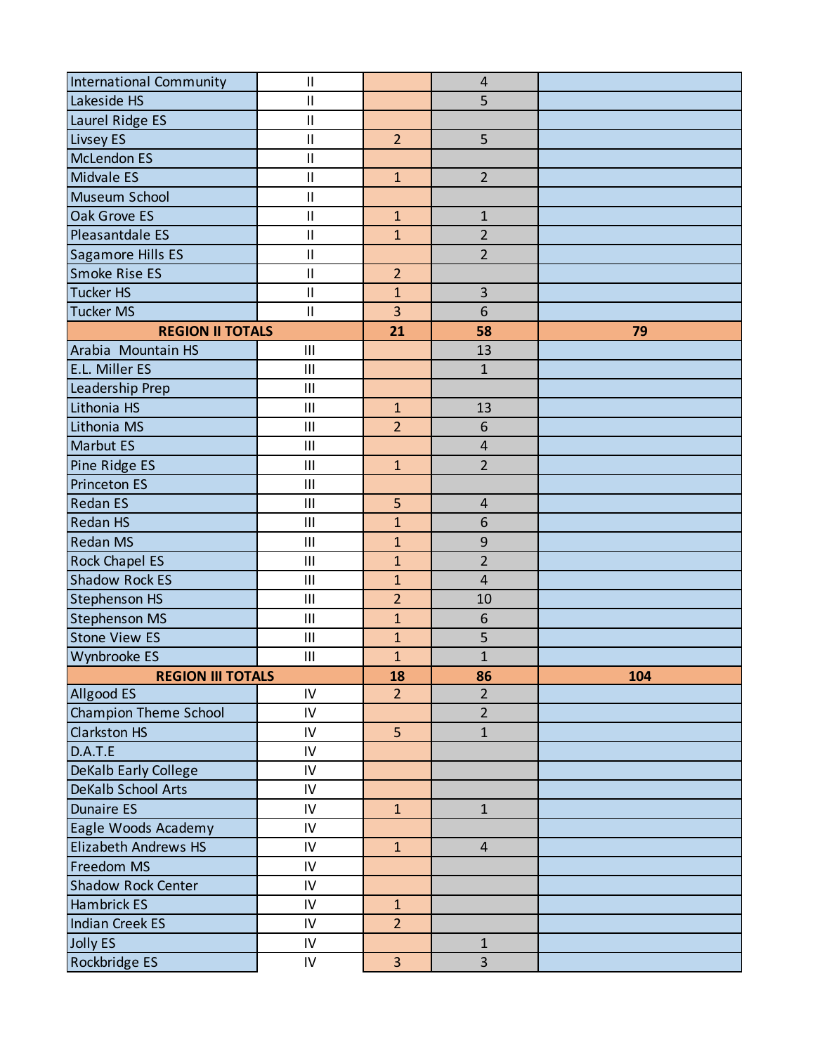| | | | | |
|---|---|---|---|---|
| International Community | II | | 4 | |
| Lakeside HS | II | | 5 | |
| Laurel Ridge ES | II | | | |
| Livsey ES | II | 2 | 5 | |
| McLendon ES | II | | | |
| Midvale ES | II | 1 | 2 | |
| Museum School | II | | | |
| Oak Grove ES | II | 1 | 1 | |
| Pleasantdale ES | II | 1 | 2 | |
| Sagamore Hills ES | II | | 2 | |
| Smoke Rise ES | II | 2 | | |
| Tucker HS | II | 1 | 3 | |
| Tucker MS | II | 3 | 6 | |
| **REGION II TOTALS** | | **21** | **58** | **79** |
| Arabia Mountain HS | III | | 13 | |
| E.L. Miller ES | III | | 1 | |
| Leadership Prep | III | | | |
| Lithonia HS | III | 1 | 13 | |
| Lithonia MS | III | 2 | 6 | |
| Marbut ES | III | | 4 | |
| Pine Ridge ES | III | 1 | 2 | |
| Princeton ES | III | | | |
| Redan ES | III | 5 | 4 | |
| Redan HS | III | 1 | 6 | |
| Redan MS | III | 1 | 9 | |
| Rock Chapel ES | III | 1 | 2 | |
| Shadow Rock ES | III | 1 | 4 | |
| Stephenson HS | III | 2 | 10 | |
| Stephenson MS | III | 1 | 6 | |
| Stone View ES | III | 1 | 5 | |
| Wynbrooke ES | III | 1 | 1 | |
| **REGION III TOTALS** | | **18** | **86** | **104** |
| Allgood ES | IV | 2 | 2 | |
| Champion Theme School | IV | | 2 | |
| Clarkston HS | IV | 5 | 1 | |
| D.A.T.E | IV | | | |
| DeKalb Early College | IV | | | |
| DeKalb School Arts | IV | | | |
| Dunaire ES | IV | 1 | 1 | |
| Eagle Woods Academy | IV | | | |
| Elizabeth Andrews HS | IV | 1 | 4 | |
| Freedom MS | IV | | | |
| Shadow Rock Center | IV | | | |
| Hambrick ES | IV | 1 | | |
| Indian Creek ES | IV | 2 | | |
| Jolly ES | IV | | 1 | |
| Rockbridge ES | IV | 3 | 3 | |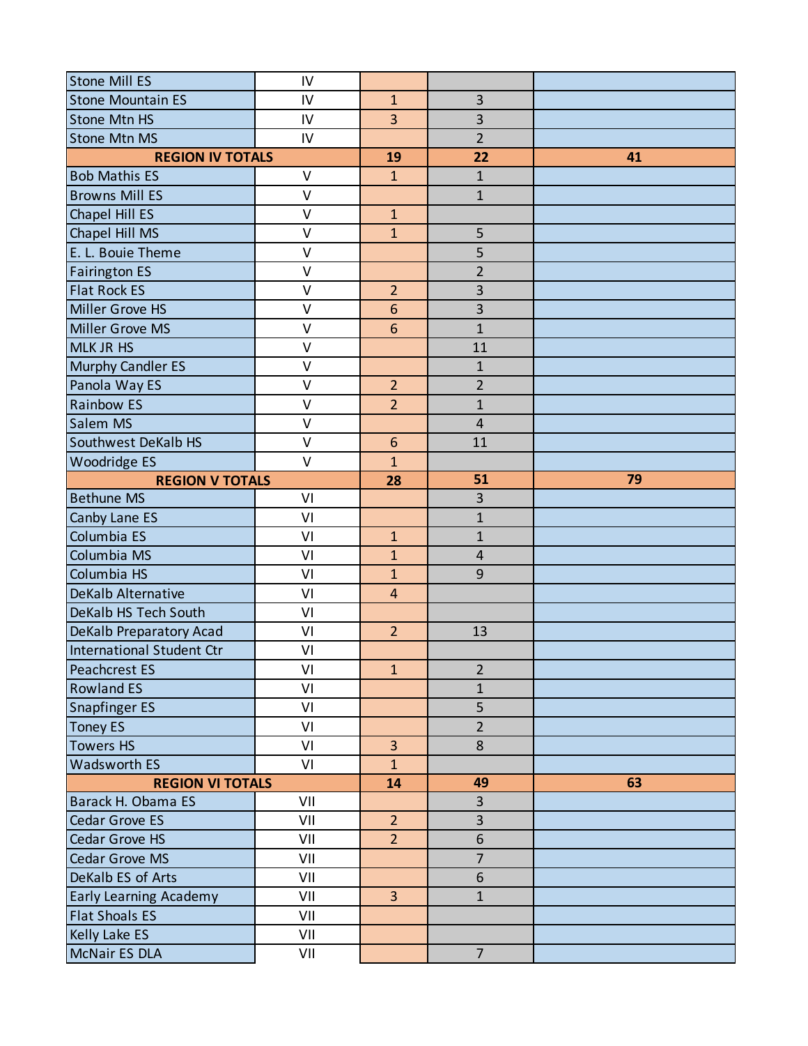| | | | | |
|---|---|---|---|---|
| Stone Mill ES | IV | | | |
| Stone Mountain ES | IV | 1 | 3 | |
| Stone Mtn HS | IV | 3 | 3 | |
| Stone Mtn MS | IV | | 2 | |
| **REGION IV TOTALS** | | **19** | **22** | **41** |
| Bob Mathis ES | V | 1 | 1 | |
| Browns Mill ES | V | | 1 | |
| Chapel Hill ES | V | 1 | | |
| Chapel Hill MS | V | 1 | 5 | |
| E. L. Bouie Theme | V | | 5 | |
| Fairington ES | V | | 2 | |
| Flat Rock ES | V | 2 | 3 | |
| Miller Grove HS | V | 6 | 3 | |
| Miller Grove MS | V | 6 | 1 | |
| MLK JR HS | V | | 11 | |
| Murphy Candler ES | V | | 1 | |
| Panola Way ES | V | 2 | 2 | |
| Rainbow ES | V | 2 | 1 | |
| Salem MS | V | | 4 | |
| Southwest DeKalb HS | V | 6 | 11 | |
| Woodridge ES | V | 1 | | |
| **REGION V TOTALS** | | **28** | **51** | **79** |
| Bethune MS | VI | | 3 | |
| Canby Lane ES | VI | | 1 | |
| Columbia ES | VI | 1 | 1 | |
| Columbia MS | VI | 1 | 4 | |
| Columbia HS | VI | 1 | 9 | |
| DeKalb Alternative | VI | 4 | | |
| DeKalb HS Tech South | VI | | | |
| DeKalb Preparatory Acad | VI | 2 | 13 | |
| International Student Ctr | VI | | | |
| Peachcrest ES | VI | 1 | 2 | |
| Rowland ES | VI | | 1 | |
| Snapfinger ES | VI | | 5 | |
| Toney ES | VI | | 2 | |
| Towers HS | VI | 3 | 8 | |
| Wadsworth ES | VI | 1 | | |
| **REGION VI TOTALS** | | **14** | **49** | **63** |
| Barack H. Obama ES | VII | | 3 | |
| Cedar Grove ES | VII | 2 | 3 | |
| Cedar Grove HS | VII | 2 | 6 | |
| Cedar Grove MS | VII | | 7 | |
| DeKalb ES of Arts | VII | | 6 | |
| Early Learning Academy | VII | 3 | 1 | |
| Flat Shoals ES | VII | | | |
| Kelly Lake ES | VII | | | |
| McNair ES DLA | VII | | 7 | |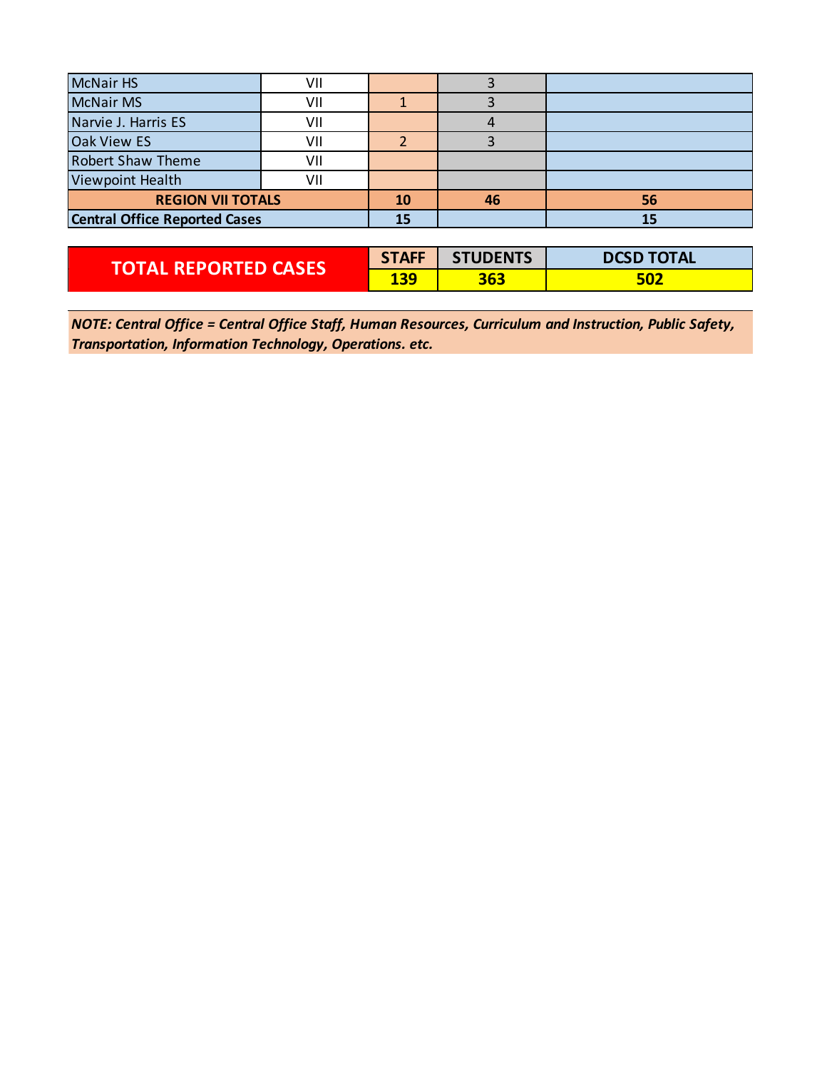| | | | | |
|---|---|---|---|---|
| McNair HS | VII | | 3 | |
| McNair MS | VII | 1 | 3 | |
| Narvie J. Harris ES | VII | | 4 | |
| Oak View ES | VII | 2 | 3 | |
| Robert Shaw Theme | VII | | | |
| Viewpoint Health | VII | | | |
| **REGION VII TOTALS** | | **10** | **46** | **56** |
| **Central Office Reported Cases** | | **15** | | **15** |

| **TOTAL REPORTED CASES** | **STAFF** | **STUDENTS** | **DCSD TOTAL** |
|---|---|---|---|
| | **139** | **363** | **502** |

***NOTE: Central Office = Central Office Staff, Human Resources, Curriculum and Instruction, Public Safety, Transportation, Information Technology, Operations. etc.***